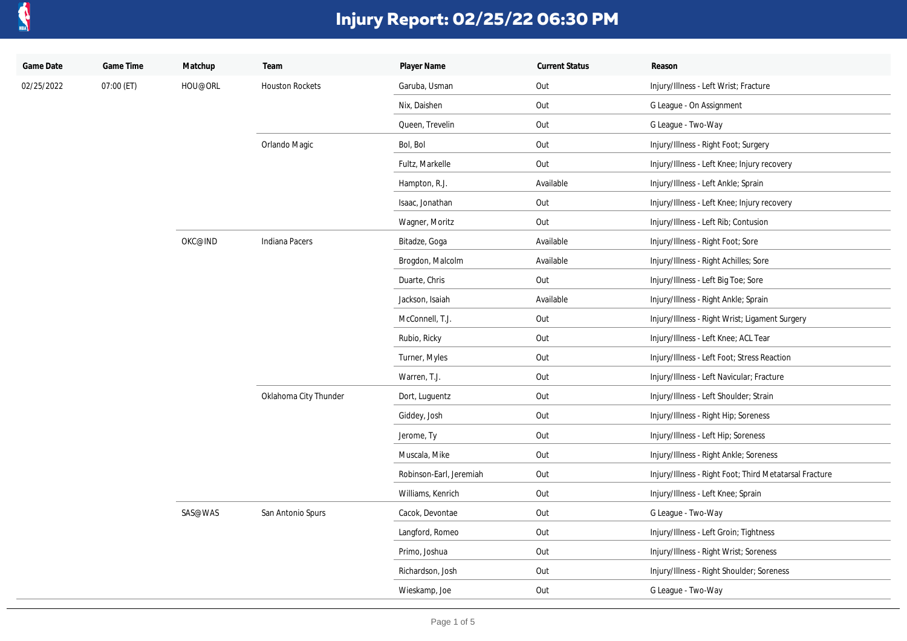# Injury Report: 02/25/22 06:30 PM

| Game Date | Game Time | Matchup | Team | Player Name | Current Status | Reason |
|---|---|---|---|---|---|---|
| 02/25/2022 | 07:00 (ET) | HOU@ORL | Houston Rockets | Garuba, Usman | Out | Injury/Illness - Left Wrist; Fracture |
| | | | | Nix, Daishen | Out | G League - On Assignment |
| | | | | Queen, Trevelin | Out | G League - Two-Way |
| | | | Orlando Magic | Bol, Bol | Out | Injury/Illness - Right Foot; Surgery |
| | | | | Fultz, Markelle | Out | Injury/Illness - Left Knee; Injury recovery |
| | | | | Hampton, R.J. | Available | Injury/Illness - Left Ankle; Sprain |
| | | | | Isaac, Jonathan | Out | Injury/Illness - Left Knee; Injury recovery |
| | | | | Wagner, Moritz | Out | Injury/Illness - Left Rib; Contusion |
| | | OKC@IND | Indiana Pacers | Bitadze, Goga | Available | Injury/Illness - Right Foot; Sore |
| | | | | Brogdon, Malcolm | Available | Injury/Illness - Right Achilles; Sore |
| | | | | Duarte, Chris | Out | Injury/Illness - Left Big Toe; Sore |
| | | | | Jackson, Isaiah | Available | Injury/Illness - Right Ankle; Sprain |
| | | | | McConnell, T.J. | Out | Injury/Illness - Right Wrist; Ligament Surgery |
| | | | | Rubio, Ricky | Out | Injury/Illness - Left Knee; ACL Tear |
| | | | | Turner, Myles | Out | Injury/Illness - Left Foot; Stress Reaction |
| | | | | Warren, T.J. | Out | Injury/Illness - Left Navicular; Fracture |
| | | | Oklahoma City Thunder | Dort, Luguentz | Out | Injury/Illness - Left Shoulder; Strain |
| | | | | Giddey, Josh | Out | Injury/Illness - Right Hip; Soreness |
| | | | | Jerome, Ty | Out | Injury/Illness - Left Hip; Soreness |
| | | | | Muscala, Mike | Out | Injury/Illness - Right Ankle; Soreness |
| | | | | Robinson-Earl, Jeremiah | Out | Injury/Illness - Right Foot; Third Metatarsal Fracture |
| | | | | Williams, Kenrich | Out | Injury/Illness - Left Knee; Sprain |
| | | SAS@WAS | San Antonio Spurs | Cacok, Devontae | Out | G League - Two-Way |
| | | | | Langford, Romeo | Out | Injury/Illness - Left Groin; Tightness |
| | | | | Primo, Joshua | Out | Injury/Illness - Right Wrist; Soreness |
| | | | | Richardson, Josh | Out | Injury/Illness - Right Shoulder; Soreness |
| | | | | Wieskamp, Joe | Out | G League - Two-Way |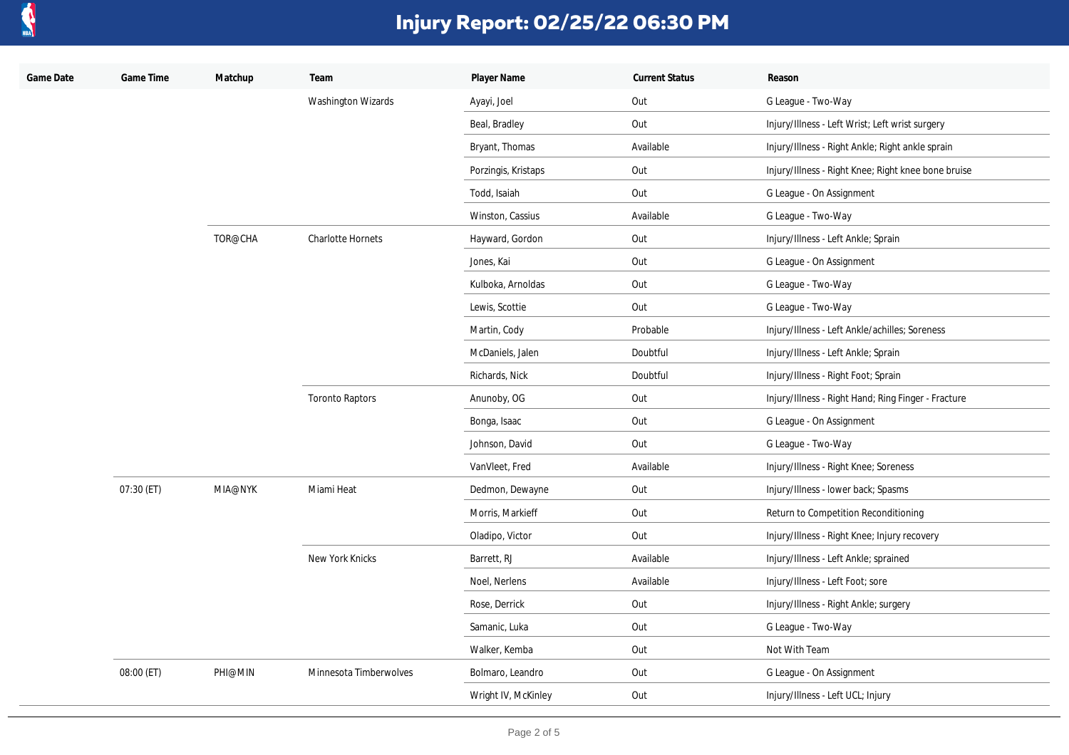# Injury Report: 02/25/22 06:30 PM

| Game Date | Game Time | Matchup | Team | Player Name | Current Status | Reason |
|---|---|---|---|---|---|---|
| | | | Washington Wizards | Ayayi, Joel | Out | G League - Two-Way |
| | | | | Beal, Bradley | Out | Injury/Illness - Left Wrist; Left wrist surgery |
| | | | | Bryant, Thomas | Available | Injury/Illness - Right Ankle; Right ankle sprain |
| | | | | Porzingis, Kristaps | Out | Injury/Illness - Right Knee; Right knee bone bruise |
| | | | | Todd, Isaiah | Out | G League - On Assignment |
| | | | | Winston, Cassius | Available | G League - Two-Way |
| | | TOR@CHA | Charlotte Hornets | Hayward, Gordon | Out | Injury/Illness - Left Ankle; Sprain |
| | | | | Jones, Kai | Out | G League - On Assignment |
| | | | | Kulboka, Arnoldas | Out | G League - Two-Way |
| | | | | Lewis, Scottie | Out | G League - Two-Way |
| | | | | Martin, Cody | Probable | Injury/Illness - Left Ankle/achilles; Soreness |
| | | | | McDaniels, Jalen | Doubtful | Injury/Illness - Left Ankle; Sprain |
| | | | | Richards, Nick | Doubtful | Injury/Illness - Right Foot; Sprain |
| | | | Toronto Raptors | Anunoby, OG | Out | Injury/Illness - Right Hand; Ring Finger - Fracture |
| | | | | Bonga, Isaac | Out | G League - On Assignment |
| | | | | Johnson, David | Out | G League - Two-Way |
| | | | | VanVleet, Fred | Available | Injury/Illness - Right Knee; Soreness |
| | 07:30 (ET) | MIA@NYK | Miami Heat | Dedmon, Dewayne | Out | Injury/Illness - lower back; Spasms |
| | | | | Morris, Markieff | Out | Return to Competition Reconditioning |
| | | | | Oladipo, Victor | Out | Injury/Illness - Right Knee; Injury recovery |
| | | | New York Knicks | Barrett, RJ | Available | Injury/Illness - Left Ankle; sprained |
| | | | | Noel, Nerlens | Available | Injury/Illness - Left Foot; sore |
| | | | | Rose, Derrick | Out | Injury/Illness - Right Ankle; surgery |
| | | | | Samanic, Luka | Out | G League - Two-Way |
| | | | | Walker, Kemba | Out | Not With Team |
| | 08:00 (ET) | PHI@MIN | Minnesota Timberwolves | Bolmaro, Leandro | Out | G League - On Assignment |
| | | | | Wright IV, McKinley | Out | Injury/Illness - Left UCL; Injury |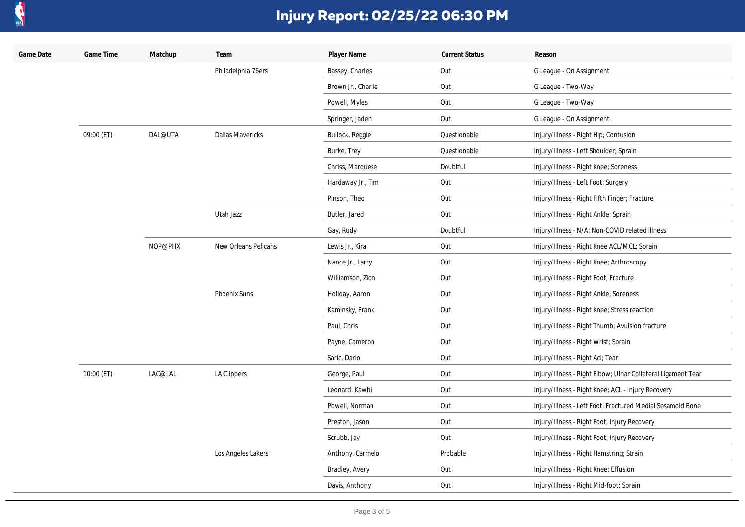# Injury Report: 02/25/22 06:30 PM

| Game Date | Game Time | Matchup | Team | Player Name | Current Status | Reason |
|---|---|---|---|---|---|---|
| | | | Philadelphia 76ers | Bassey, Charles | Out | G League - On Assignment |
| | | | | Brown Jr., Charlie | Out | G League - Two-Way |
| | | | | Powell, Myles | Out | G League - Two-Way |
| | | | | Springer, Jaden | Out | G League - On Assignment |
| | 09:00 (ET) | DAL@UTA | Dallas Mavericks | Bullock, Reggie | Questionable | Injury/Illness - Right Hip; Contusion |
| | | | | Burke, Trey | Questionable | Injury/Illness - Left Shoulder; Sprain |
| | | | | Chriss, Marquese | Doubtful | Injury/Illness - Right Knee; Soreness |
| | | | | Hardaway Jr., Tim | Out | Injury/Illness - Left Foot; Surgery |
| | | | | Pinson, Theo | Out | Injury/Illness - Right Fifth Finger; Fracture |
| | | | Utah Jazz | Butler, Jared | Out | Injury/Illness - Right Ankle; Sprain |
| | | | | Gay, Rudy | Doubtful | Injury/Illness - N/A; Non-COVID related illness |
| | | NOP@PHX | New Orleans Pelicans | Lewis Jr., Kira | Out | Injury/Illness - Right Knee ACL/MCL; Sprain |
| | | | | Nance Jr., Larry | Out | Injury/Illness - Right Knee; Arthroscopy |
| | | | | Williamson, Zion | Out | Injury/Illness - Right Foot; Fracture |
| | | | Phoenix Suns | Holiday, Aaron | Out | Injury/Illness - Right Ankle; Soreness |
| | | | | Kaminsky, Frank | Out | Injury/Illness - Right Knee; Stress reaction |
| | | | | Paul, Chris | Out | Injury/Illness - Right Thumb; Avulsion fracture |
| | | | | Payne, Cameron | Out | Injury/Illness - Right Wrist; Sprain |
| | | | | Saric, Dario | Out | Injury/Illness - Right Acl; Tear |
| | 10:00 (ET) | LAC@LAL | LA Clippers | George, Paul | Out | Injury/Illness - Right Elbow; Ulnar Collateral Ligament Tear |
| | | | | Leonard, Kawhi | Out | Injury/Illness - Right Knee; ACL - Injury Recovery |
| | | | | Powell, Norman | Out | Injury/Illness - Left Foot; Fractured Medial Sesamoid Bone |
| | | | | Preston, Jason | Out | Injury/Illness - Right Foot; Injury Recovery |
| | | | | Scrubb, Jay | Out | Injury/Illness - Right Foot; Injury Recovery |
| | | | Los Angeles Lakers | Anthony, Carmelo | Probable | Injury/Illness - Right Hamstring; Strain |
| | | | | Bradley, Avery | Out | Injury/Illness - Right Knee; Effusion |
| | | | | Davis, Anthony | Out | Injury/Illness - Right Mid-foot; Sprain |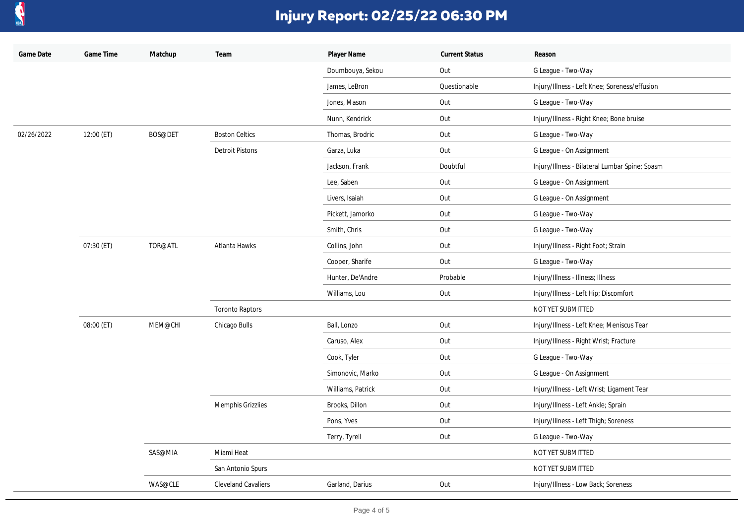# Injury Report: 02/25/22 06:30 PM

| Game Date | Game Time | Matchup | Team | Player Name | Current Status | Reason |
|---|---|---|---|---|---|---|
| | | | | Doumbouya, Sekou | Out | G League - Two-Way |
| | | | | James, LeBron | Questionable | Injury/Illness - Left Knee; Soreness/effusion |
| | | | | Jones, Mason | Out | G League - Two-Way |
| | | | | Nunn, Kendrick | Out | Injury/Illness - Right Knee; Bone bruise |
| 02/26/2022 | 12:00 (ET) | BOS@DET | Boston Celtics | Thomas, Brodric | Out | G League - Two-Way |
| | | | Detroit Pistons | Garza, Luka | Out | G League - On Assignment |
| | | | | Jackson, Frank | Doubtful | Injury/Illness - Bilateral Lumbar Spine; Spasm |
| | | | | Lee, Saben | Out | G League - On Assignment |
| | | | | Livers, Isaiah | Out | G League - On Assignment |
| | | | | Pickett, Jamorko | Out | G League - Two-Way |
| | | | | Smith, Chris | Out | G League - Two-Way |
| | 07:30 (ET) | TOR@ATL | Atlanta Hawks | Collins, John | Out | Injury/Illness - Right Foot; Strain |
| | | | | Cooper, Sharife | Out | G League - Two-Way |
| | | | | Hunter, De'Andre | Probable | Injury/Illness - Illness; Illness |
| | | | | Williams, Lou | Out | Injury/Illness - Left Hip; Discomfort |
| | | | Toronto Raptors | | | NOT YET SUBMITTED |
| | 08:00 (ET) | MEM@CHI | Chicago Bulls | Ball, Lonzo | Out | Injury/Illness - Left Knee; Meniscus Tear |
| | | | | Caruso, Alex | Out | Injury/Illness - Right Wrist; Fracture |
| | | | | Cook, Tyler | Out | G League - Two-Way |
| | | | | Simonovic, Marko | Out | G League - On Assignment |
| | | | | Williams, Patrick | Out | Injury/Illness - Left Wrist; Ligament Tear |
| | | | Memphis Grizzlies | Brooks, Dillon | Out | Injury/Illness - Left Ankle; Sprain |
| | | | | Pons, Yves | Out | Injury/Illness - Left Thigh; Soreness |
| | | | | Terry, Tyrell | Out | G League - Two-Way |
| | | SAS@MIA | Miami Heat | | | NOT YET SUBMITTED |
| | | | San Antonio Spurs | | | NOT YET SUBMITTED |
| | | WAS@CLE | Cleveland Cavaliers | Garland, Darius | Out | Injury/Illness - Low Back; Soreness |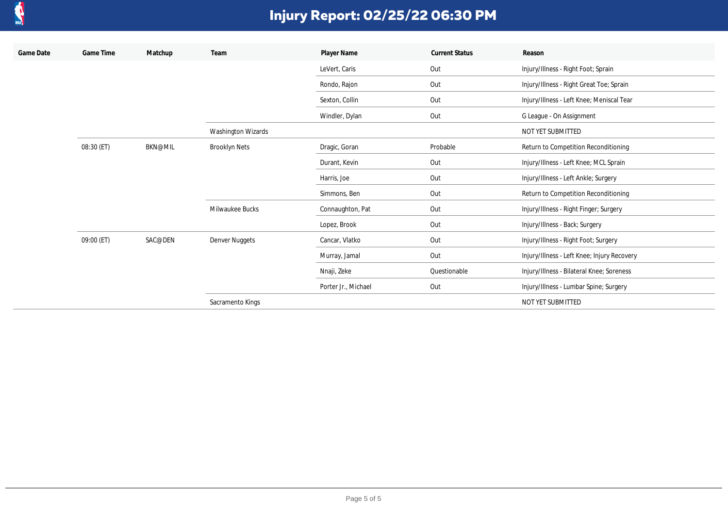# Injury Report: 02/25/22 06:30 PM

| Game Date | Game Time | Matchup | Team | Player Name | Current Status | Reason |
|---|---|---|---|---|---|---|
| | | | | LeVert, Caris | Out | Injury/Illness - Right Foot; Sprain |
| | | | | Rondo, Rajon | Out | Injury/Illness - Right Great Toe; Sprain |
| | | | | Sexton, Collin | Out | Injury/Illness - Left Knee; Meniscal Tear |
| | | | | Windler, Dylan | Out | G League - On Assignment |
| | | | Washington Wizards | | | NOT YET SUBMITTED |
| | 08:30 (ET) | BKN@MIL | Brooklyn Nets | Dragic, Goran | Probable | Return to Competition Reconditioning |
| | | | | Durant, Kevin | Out | Injury/Illness - Left Knee; MCL Sprain |
| | | | | Harris, Joe | Out | Injury/Illness - Left Ankle; Surgery |
| | | | | Simmons, Ben | Out | Return to Competition Reconditioning |
| | | | Milwaukee Bucks | Connaughton, Pat | Out | Injury/Illness - Right Finger; Surgery |
| | | | | Lopez, Brook | Out | Injury/Illness - Back; Surgery |
| | 09:00 (ET) | SAC@DEN | Denver Nuggets | Cancar, Vlatko | Out | Injury/Illness - Right Foot; Surgery |
| | | | | Murray, Jamal | Out | Injury/Illness - Left Knee; Injury Recovery |
| | | | | Nnaji, Zeke | Questionable | Injury/Illness - Bilateral Knee; Soreness |
| | | | | Porter Jr., Michael | Out | Injury/Illness - Lumbar Spine; Surgery |
| | | | Sacramento Kings | | | NOT YET SUBMITTED |